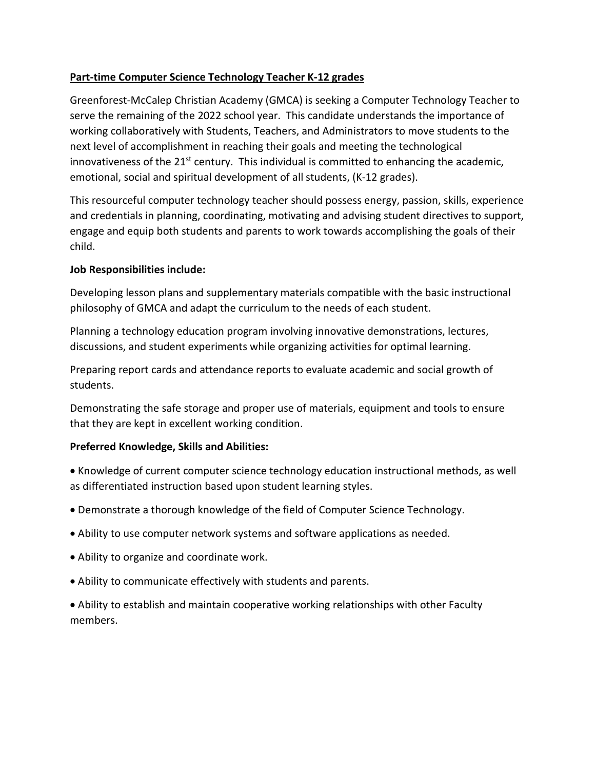**Part-time Computer Science Technology Teacher K-12 grades**

Greenforest-McCalep Christian Academy (GMCA) is seeking a Computer Technology Teacher to serve the remaining of the 2022 school year. This candidate understands the importance of working collaboratively with Students, Teachers, and Administrators to move students to the next level of accomplishment in reaching their goals and meeting the technological innovativeness of the 21st century. This individual is committed to enhancing the academic, emotional, social and spiritual development of all students, (K-12 grades).

This resourceful computer technology teacher should possess energy, passion, skills, experience and credentials in planning, coordinating, motivating and advising student directives to support, engage and equip both students and parents to work towards accomplishing the goals of their child.

**Job Responsibilities include:**

Developing lesson plans and supplementary materials compatible with the basic instructional philosophy of GMCA and adapt the curriculum to the needs of each student.

Planning a technology education program involving innovative demonstrations, lectures, discussions, and student experiments while organizing activities for optimal learning.

Preparing report cards and attendance reports to evaluate academic and social growth of students.

Demonstrating the safe storage and proper use of materials, equipment and tools to ensure that they are kept in excellent working condition.

**Preferred Knowledge, Skills and Abilities:**

- Knowledge of current computer science technology education instructional methods, as well as differentiated instruction based upon student learning styles.
- Demonstrate a thorough knowledge of the field of Computer Science Technology.
- Ability to use computer network systems and software applications as needed.
- Ability to organize and coordinate work.
- Ability to communicate effectively with students and parents.
- Ability to establish and maintain cooperative working relationships with other Faculty members.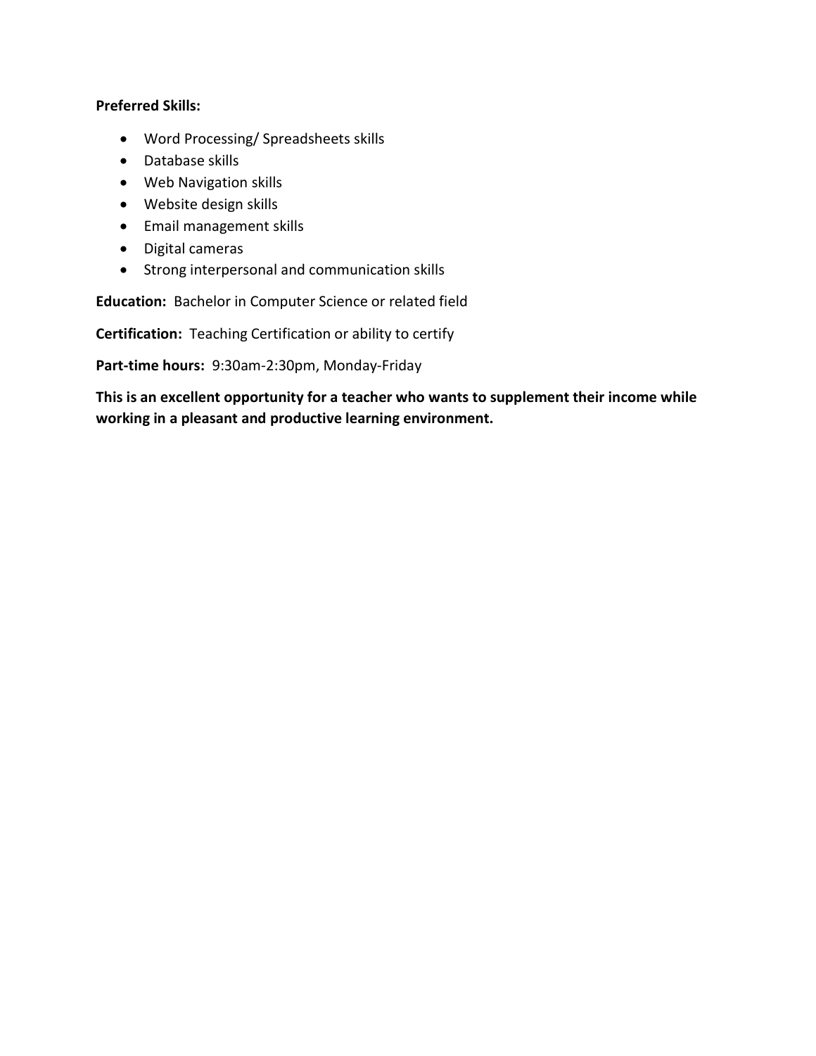**Preferred Skills:**

- Word Processing/ Spreadsheets skills
- Database skills
- Web Navigation skills
- Website design skills
- Email management skills
- Digital cameras
- Strong interpersonal and communication skills

**Education:** Bachelor in Computer Science or related field

**Certification:** Teaching Certification or ability to certify

**Part-time hours:** 9:30am-2:30pm, Monday-Friday

**This is an excellent opportunity for a teacher who wants to supplement their income while working in a pleasant and productive learning environment.**